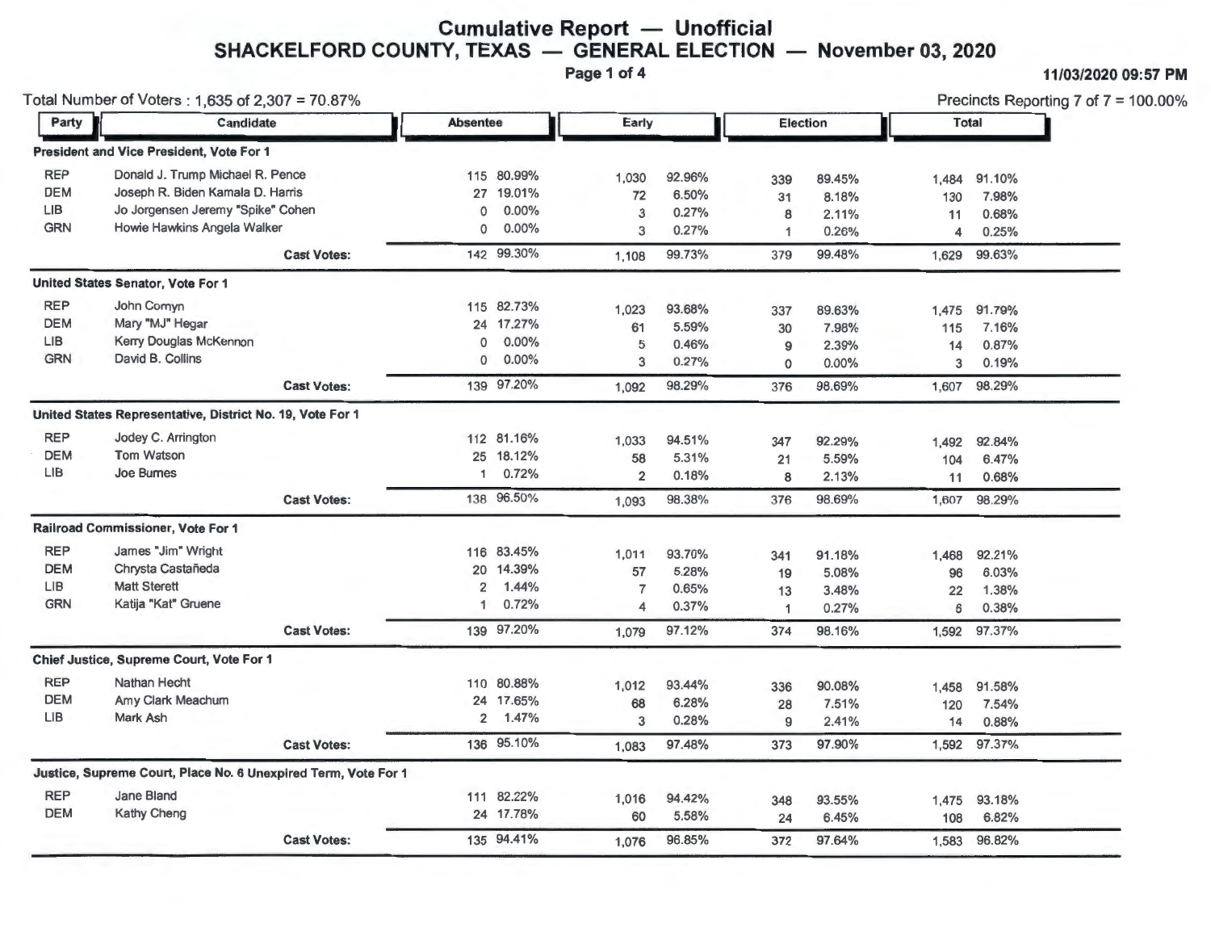# Cumulative Report — Unofficial

## SHACKELFORD COUNTY, TEXAS — GENERAL ELECTION — November 03, 2020

11/03/2020 09:57 PM

Total Number of Voters : 1,635 of 2,307 = 70.87%

Precincts Reporting 7 of 7 = 100.00%

| Party | Candidate | Absentee | | Early | | Election | | Total | |
|---|---|---|---|---|---|---|---|---|---|
| **President and Vice President, Vote For 1** | | | | | | | | | |
| REP | Donald J. Trump Michael R. Pence | 115 | 80.99% | 1,030 | 92.96% | 339 | 89.45% | 1,484 | 91.10% |
| DEM | Joseph R. Biden Kamala D. Harris | 27 | 19.01% | 72 | 6.50% | 31 | 8.18% | 130 | 7.98% |
| LIB | Jo Jorgensen Jeremy "Spike" Cohen | 0 | 0.00% | 3 | 0.27% | 8 | 2.11% | 11 | 0.68% |
| GRN | Howie Hawkins Angela Walker | 0 | 0.00% | 3 | 0.27% | 1 | 0.26% | 4 | 0.25% |
| | **Cast Votes:** | 142 | 99.30% | 1,108 | 99.73% | 379 | 99.48% | 1,629 | 99.63% |
| **United States Senator, Vote For 1** | | | | | | | | | |
| REP | John Cornyn | 115 | 82.73% | 1,023 | 93.68% | 337 | 89.63% | 1,475 | 91.79% |
| DEM | Mary "MJ" Hegar | 24 | 17.27% | 61 | 5.59% | 30 | 7.98% | 115 | 7.16% |
| LIB | Kerry Douglas McKennon | 0 | 0.00% | 5 | 0.46% | 9 | 2.39% | 14 | 0.87% |
| GRN | David B. Collins | 0 | 0.00% | 3 | 0.27% | 0 | 0.00% | 3 | 0.19% |
| | **Cast Votes:** | 139 | 97.20% | 1,092 | 98.29% | 376 | 98.69% | 1,607 | 98.29% |
| **United States Representative, District No. 19, Vote For 1** | | | | | | | | | |
| REP | Jodey C. Arrington | 112 | 81.16% | 1,033 | 94.51% | 347 | 92.29% | 1,492 | 92.84% |
| DEM | Tom Watson | 25 | 18.12% | 58 | 5.31% | 21 | 5.59% | 104 | 6.47% |
| LIB | Joe Burnes | 1 | 0.72% | 2 | 0.18% | 8 | 2.13% | 11 | 0.68% |
| | **Cast Votes:** | 138 | 96.50% | 1,093 | 98.38% | 376 | 98.69% | 1,607 | 98.29% |
| **Railroad Commissioner, Vote For 1** | | | | | | | | | |
| REP | James "Jim" Wright | 116 | 83.45% | 1,011 | 93.70% | 341 | 91.18% | 1,468 | 92.21% |
| DEM | Chrysta Castañeda | 20 | 14.39% | 57 | 5.28% | 19 | 5.08% | 96 | 6.03% |
| LIB | Matt Sterett | 2 | 1.44% | 7 | 0.65% | 13 | 3.48% | 22 | 1.38% |
| GRN | Katija "Kat" Gruene | 1 | 0.72% | 4 | 0.37% | 1 | 0.27% | 6 | 0.38% |
| | **Cast Votes:** | 139 | 97.20% | 1,079 | 97.12% | 374 | 98.16% | 1,592 | 97.37% |
| **Chief Justice, Supreme Court, Vote For 1** | | | | | | | | | |
| REP | Nathan Hecht | 110 | 80.88% | 1,012 | 93.44% | 336 | 90.08% | 1,458 | 91.58% |
| DEM | Amy Clark Meachum | 24 | 17.65% | 68 | 6.28% | 28 | 7.51% | 120 | 7.54% |
| LIB | Mark Ash | 2 | 1.47% | 3 | 0.28% | 9 | 2.41% | 14 | 0.88% |
| | **Cast Votes:** | 136 | 95.10% | 1,083 | 97.48% | 373 | 97.90% | 1,592 | 97.37% |
| **Justice, Supreme Court, Place No. 6 Unexpired Term, Vote For 1** | | | | | | | | | |
| REP | Jane Bland | 111 | 82.22% | 1,016 | 94.42% | 348 | 93.55% | 1,475 | 93.18% |
| DEM | Kathy Cheng | 24 | 17.78% | 60 | 5.58% | 24 | 6.45% | 108 | 6.82% |
| | **Cast Votes:** | 135 | 94.41% | 1,076 | 96.85% | 372 | 97.64% | 1,583 | 96.82% |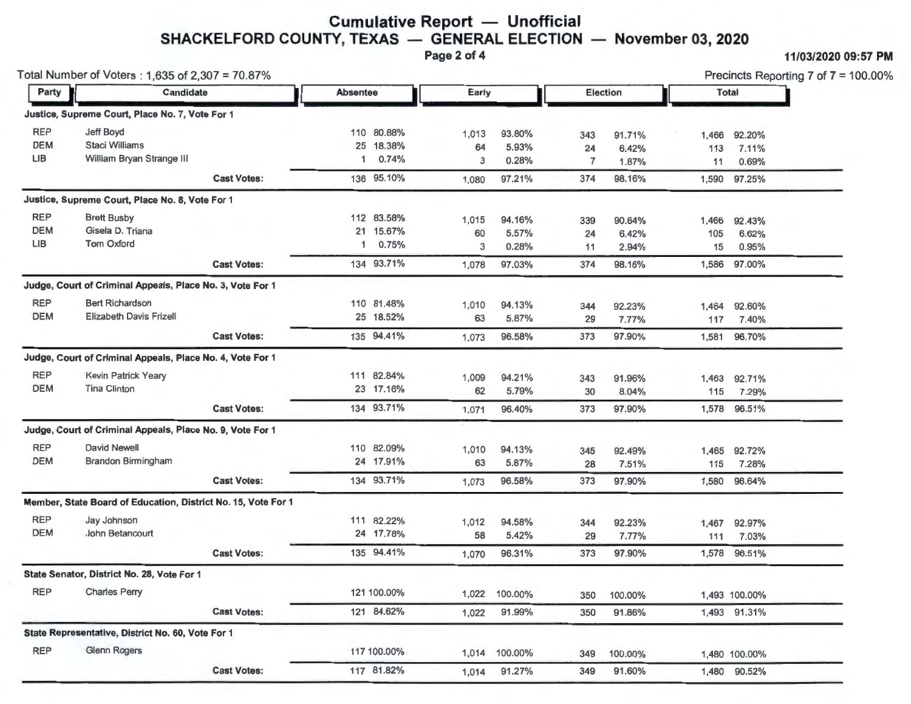# Cumulative Report — Unofficial

## SHACKELFORD COUNTY, TEXAS — GENERAL ELECTION — November 03, 2020

11/03/2020 09:57 PM

Total Number of Voters : 1,635 of 2,307 = 70.87%

Precincts Reporting 7 of 7 = 100.00%

| Party | Candidate | Absentee | | Early | | Election | | Total | |
|---|---|---|---|---|---|---|---|---|---|
| **Justice, Supreme Court, Place No. 7, Vote For 1** | | | | | | | | | |
| REP | Jeff Boyd | 110 | 80.88% | 1,013 | 93.80% | 343 | 91.71% | 1,466 | 92.20% |
| DEM | Staci Williams | 25 | 18.38% | 64 | 5.93% | 24 | 6.42% | 113 | 7.11% |
| LIB | William Bryan Strange III | 1 | 0.74% | 3 | 0.28% | 7 | 1.87% | 11 | 0.69% |
| | **Cast Votes:** | 136 | 95.10% | 1,080 | 97.21% | 374 | 98.16% | 1,590 | 97.25% |
| **Justice, Supreme Court, Place No. 8, Vote For 1** | | | | | | | | | |
| REP | Brett Busby | 112 | 83.58% | 1,015 | 94.16% | 339 | 90.64% | 1,466 | 92.43% |
| DEM | Gisela D. Triana | 21 | 15.67% | 60 | 5.57% | 24 | 6.42% | 105 | 6.62% |
| LIB | Tom Oxford | 1 | 0.75% | 3 | 0.28% | 11 | 2.94% | 15 | 0.95% |
| | **Cast Votes:** | 134 | 93.71% | 1,078 | 97.03% | 374 | 98.16% | 1,586 | 97.00% |
| **Judge, Court of Criminal Appeals, Place No. 3, Vote For 1** | | | | | | | | | |
| REP | Bert Richardson | 110 | 81.48% | 1,010 | 94.13% | 344 | 92.23% | 1,464 | 92.60% |
| DEM | Elizabeth Davis Frizell | 25 | 18.52% | 63 | 5.87% | 29 | 7.77% | 117 | 7.40% |
| | **Cast Votes:** | 135 | 94.41% | 1,073 | 96.58% | 373 | 97.90% | 1,581 | 96.70% |
| **Judge, Court of Criminal Appeals, Place No. 4, Vote For 1** | | | | | | | | | |
| REP | Kevin Patrick Yeary | 111 | 82.84% | 1,009 | 94.21% | 343 | 91.96% | 1,463 | 92.71% |
| DEM | Tina Clinton | 23 | 17.16% | 62 | 5.79% | 30 | 8.04% | 115 | 7.29% |
| | **Cast Votes:** | 134 | 93.71% | 1,071 | 96.40% | 373 | 97.90% | 1,578 | 96.51% |
| **Judge, Court of Criminal Appeals, Place No. 9, Vote For 1** | | | | | | | | | |
| REP | David Newell | 110 | 82.09% | 1,010 | 94.13% | 345 | 92.49% | 1,465 | 92.72% |
| DEM | Brandon Birmingham | 24 | 17.91% | 63 | 5.87% | 28 | 7.51% | 115 | 7.28% |
| | **Cast Votes:** | 134 | 93.71% | 1,073 | 96.58% | 373 | 97.90% | 1,580 | 96.64% |
| **Member, State Board of Education, District No. 15, Vote For 1** | | | | | | | | | |
| REP | Jay Johnson | 111 | 82.22% | 1,012 | 94.58% | 344 | 92.23% | 1,467 | 92.97% |
| DEM | John Betancourt | 24 | 17.78% | 58 | 5.42% | 29 | 7.77% | 111 | 7.03% |
| | **Cast Votes:** | 135 | 94.41% | 1,070 | 96.31% | 373 | 97.90% | 1,578 | 96.51% |
| **State Senator, District No. 28, Vote For 1** | | | | | | | | | |
| REP | Charles Perry | 121 | 100.00% | 1,022 | 100.00% | 350 | 100.00% | 1,493 | 100.00% |
| | **Cast Votes:** | 121 | 84.62% | 1,022 | 91.99% | 350 | 91.86% | 1,493 | 91.31% |
| **State Representative, District No. 60, Vote For 1** | | | | | | | | | |
| REP | Glenn Rogers | 117 | 100.00% | 1,014 | 100.00% | 349 | 100.00% | 1,480 | 100.00% |
| | **Cast Votes:** | 117 | 81.82% | 1,014 | 91.27% | 349 | 91.60% | 1,480 | 90.52% |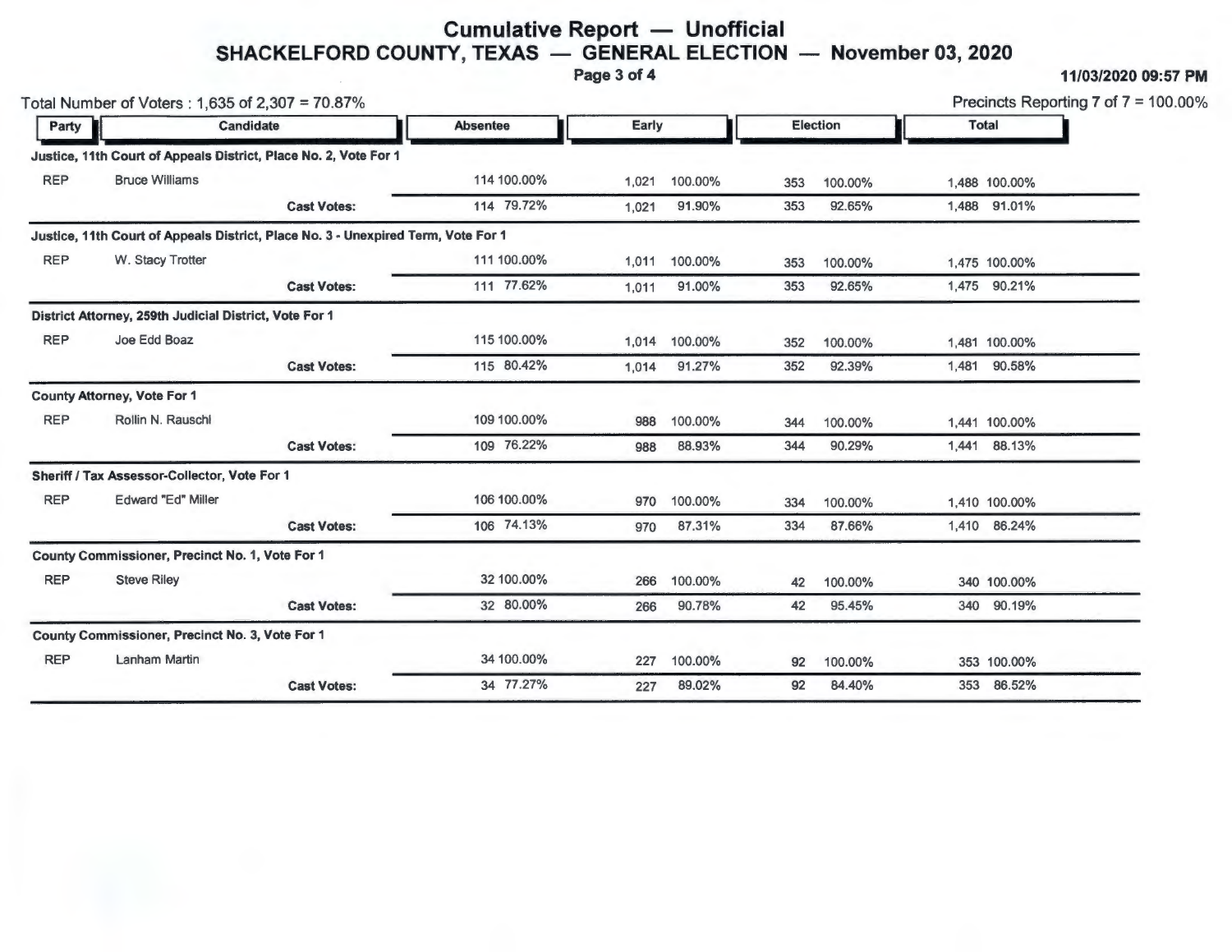# Cumulative Report — Unofficial

## SHACKELFORD COUNTY, TEXAS — GENERAL ELECTION — November 03, 2020

11/03/2020 09:57 PM

Total Number of Voters : 1,635 of 2,307 = 70.87%

Precincts Reporting 7 of 7 = 100.00%

| Party | Candidate | Absentee | | Early | | Election | | Total | |
|---|---|---|---|---|---|---|---|---|---|
| **Justice, 11th Court of Appeals District, Place No. 2, Vote For 1** | | | | | | | | | |
| REP | Bruce Williams | 114 | 100.00% | 1,021 | 100.00% | 353 | 100.00% | 1,488 | 100.00% |
| | **Cast Votes:** | 114 | 79.72% | 1,021 | 91.90% | 353 | 92.65% | 1,488 | 91.01% |
| **Justice, 11th Court of Appeals District, Place No. 3 - Unexpired Term, Vote For 1** | | | | | | | | | |
| REP | W. Stacy Trotter | 111 | 100.00% | 1,011 | 100.00% | 353 | 100.00% | 1,475 | 100.00% |
| | **Cast Votes:** | 111 | 77.62% | 1,011 | 91.00% | 353 | 92.65% | 1,475 | 90.21% |
| **District Attorney, 259th Judicial District, Vote For 1** | | | | | | | | | |
| REP | Joe Edd Boaz | 115 | 100.00% | 1,014 | 100.00% | 352 | 100.00% | 1,481 | 100.00% |
| | **Cast Votes:** | 115 | 80.42% | 1,014 | 91.27% | 352 | 92.39% | 1,481 | 90.58% |
| **County Attorney, Vote For 1** | | | | | | | | | |
| REP | Rollin N. Rauschl | 109 | 100.00% | 988 | 100.00% | 344 | 100.00% | 1,441 | 100.00% |
| | **Cast Votes:** | 109 | 76.22% | 988 | 88.93% | 344 | 90.29% | 1,441 | 88.13% |
| **Sheriff / Tax Assessor-Collector, Vote For 1** | | | | | | | | | |
| REP | Edward "Ed" Miller | 106 | 100.00% | 970 | 100.00% | 334 | 100.00% | 1,410 | 100.00% |
| | **Cast Votes:** | 106 | 74.13% | 970 | 87.31% | 334 | 87.66% | 1,410 | 86.24% |
| **County Commissioner, Precinct No. 1, Vote For 1** | | | | | | | | | |
| REP | Steve Riley | 32 | 100.00% | 266 | 100.00% | 42 | 100.00% | 340 | 100.00% |
| | **Cast Votes:** | 32 | 80.00% | 266 | 90.78% | 42 | 95.45% | 340 | 90.19% |
| **County Commissioner, Precinct No. 3, Vote For 1** | | | | | | | | | |
| REP | Lanham Martin | 34 | 100.00% | 227 | 100.00% | 92 | 100.00% | 353 | 100.00% |
| | **Cast Votes:** | 34 | 77.27% | 227 | 89.02% | 92 | 84.40% | 353 | 86.52% |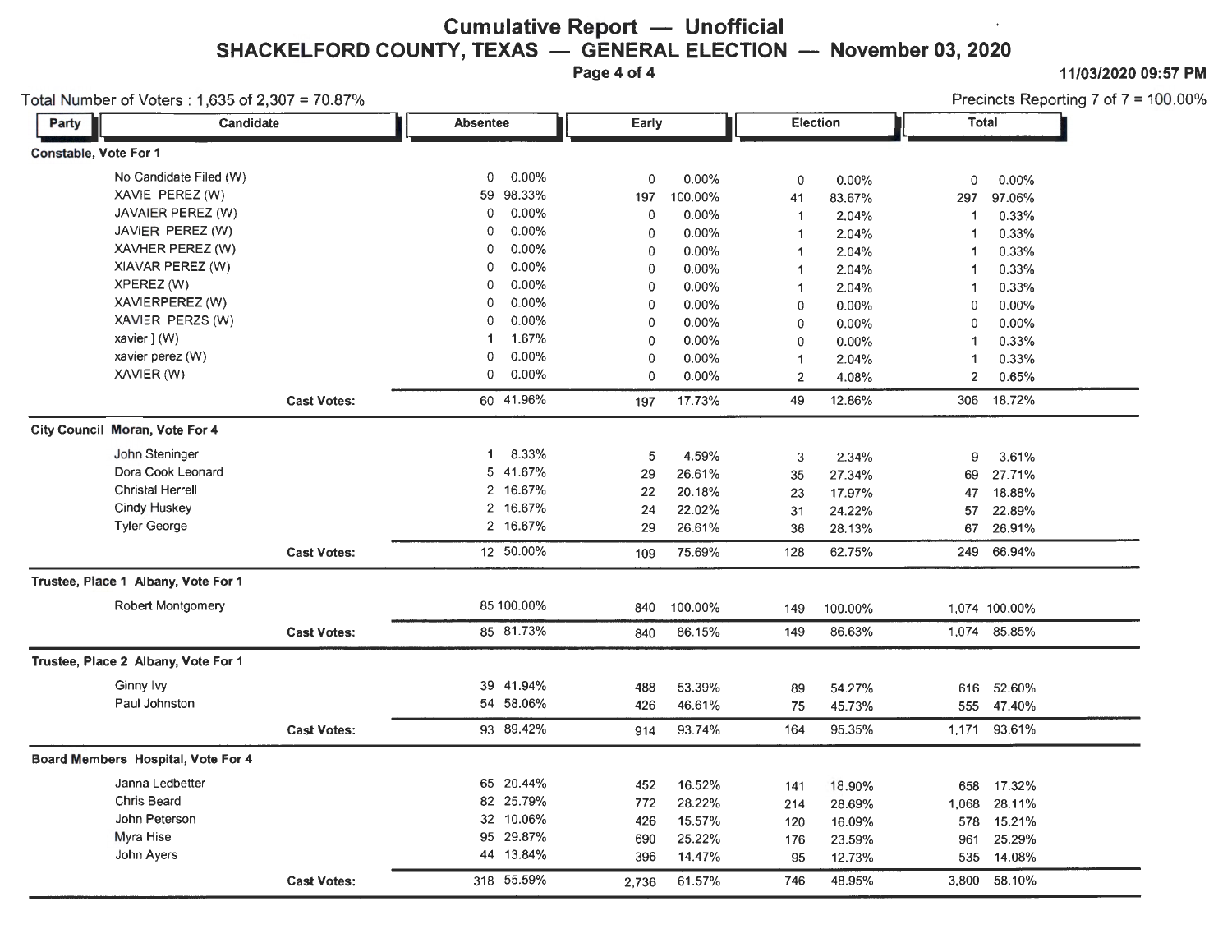# Cumulative Report — Unofficial

## SHACKELFORD COUNTY, TEXAS — GENERAL ELECTION — November 03, 2020

11/03/2020 09:57 PM

Total Number of Voters : 1,635 of 2,307 = 70.87%

Precincts Reporting 7 of 7 = 100.00%

| Party | Candidate | Absentee | | Early | | Election | | Total | |
|---|---|---|---|---|---|---|---|---|---|
| **Constable, Vote For 1** | | | | | | | | | |
| | No Candidate Filed (W) | 0 | 0.00% | 0 | 0.00% | 0 | 0.00% | 0 | 0.00% |
| | XAVIE PEREZ (W) | 59 | 98.33% | 197 | 100.00% | 41 | 83.67% | 297 | 97.06% |
| | JAVAIER PEREZ (W) | 0 | 0.00% | 0 | 0.00% | 1 | 2.04% | 1 | 0.33% |
| | JAVIER PEREZ (W) | 0 | 0.00% | 0 | 0.00% | 1 | 2.04% | 1 | 0.33% |
| | XAVHER PEREZ (W) | 0 | 0.00% | 0 | 0.00% | 1 | 2.04% | 1 | 0.33% |
| | XIAVAR PEREZ (W) | 0 | 0.00% | 0 | 0.00% | 1 | 2.04% | 1 | 0.33% |
| | XPEREZ (W) | 0 | 0.00% | 0 | 0.00% | 1 | 2.04% | 1 | 0.33% |
| | XAVIERPEREZ (W) | 0 | 0.00% | 0 | 0.00% | 0 | 0.00% | 0 | 0.00% |
| | XAVIER PERZS (W) | 0 | 0.00% | 0 | 0.00% | 0 | 0.00% | 0 | 0.00% |
| | xavier ] (W) | 1 | 1.67% | 0 | 0.00% | 0 | 0.00% | 1 | 0.33% |
| | xavier perez (W) | 0 | 0.00% | 0 | 0.00% | 1 | 2.04% | 1 | 0.33% |
| | XAVIER (W) | 0 | 0.00% | 0 | 0.00% | 2 | 4.08% | 2 | 0.65% |
| | **Cast Votes:** | 60 | 41.96% | 197 | 17.73% | 49 | 12.86% | 306 | 18.72% |
| **City Council Moran, Vote For 4** | | | | | | | | | |
| | John Steninger | 1 | 8.33% | 5 | 4.59% | 3 | 2.34% | 9 | 3.61% |
| | Dora Cook Leonard | 5 | 41.67% | 29 | 26.61% | 35 | 27.34% | 69 | 27.71% |
| | Christal Herrell | 2 | 16.67% | 22 | 20.18% | 23 | 17.97% | 47 | 18.88% |
| | Cindy Huskey | 2 | 16.67% | 24 | 22.02% | 31 | 24.22% | 57 | 22.89% |
| | Tyler George | 2 | 16.67% | 29 | 26.61% | 36 | 28.13% | 67 | 26.91% |
| | **Cast Votes:** | 12 | 50.00% | 109 | 75.69% | 128 | 62.75% | 249 | 66.94% |
| **Trustee, Place 1 Albany, Vote For 1** | | | | | | | | | |
| | Robert Montgomery | 85 | 100.00% | 840 | 100.00% | 149 | 100.00% | 1,074 | 100.00% |
| | **Cast Votes:** | 85 | 81.73% | 840 | 86.15% | 149 | 86.63% | 1,074 | 85.85% |
| **Trustee, Place 2 Albany, Vote For 1** | | | | | | | | | |
| | Ginny Ivy | 39 | 41.94% | 488 | 53.39% | 89 | 54.27% | 616 | 52.60% |
| | Paul Johnston | 54 | 58.06% | 426 | 46.61% | 75 | 45.73% | 555 | 47.40% |
| | **Cast Votes:** | 93 | 89.42% | 914 | 93.74% | 164 | 95.35% | 1,171 | 93.61% |
| **Board Members Hospital, Vote For 4** | | | | | | | | | |
| | Janna Ledbetter | 65 | 20.44% | 452 | 16.52% | 141 | 18.90% | 658 | 17.32% |
| | Chris Beard | 82 | 25.79% | 772 | 28.22% | 214 | 28.69% | 1,068 | 28.11% |
| | John Peterson | 32 | 10.06% | 426 | 15.57% | 120 | 16.09% | 578 | 15.21% |
| | Myra Hise | 95 | 29.87% | 690 | 25.22% | 176 | 23.59% | 961 | 25.29% |
| | John Ayers | 44 | 13.84% | 396 | 14.47% | 95 | 12.73% | 535 | 14.08% |
| | **Cast Votes:** | 318 | 55.59% | 2,736 | 61.57% | 746 | 48.95% | 3,800 | 58.10% |